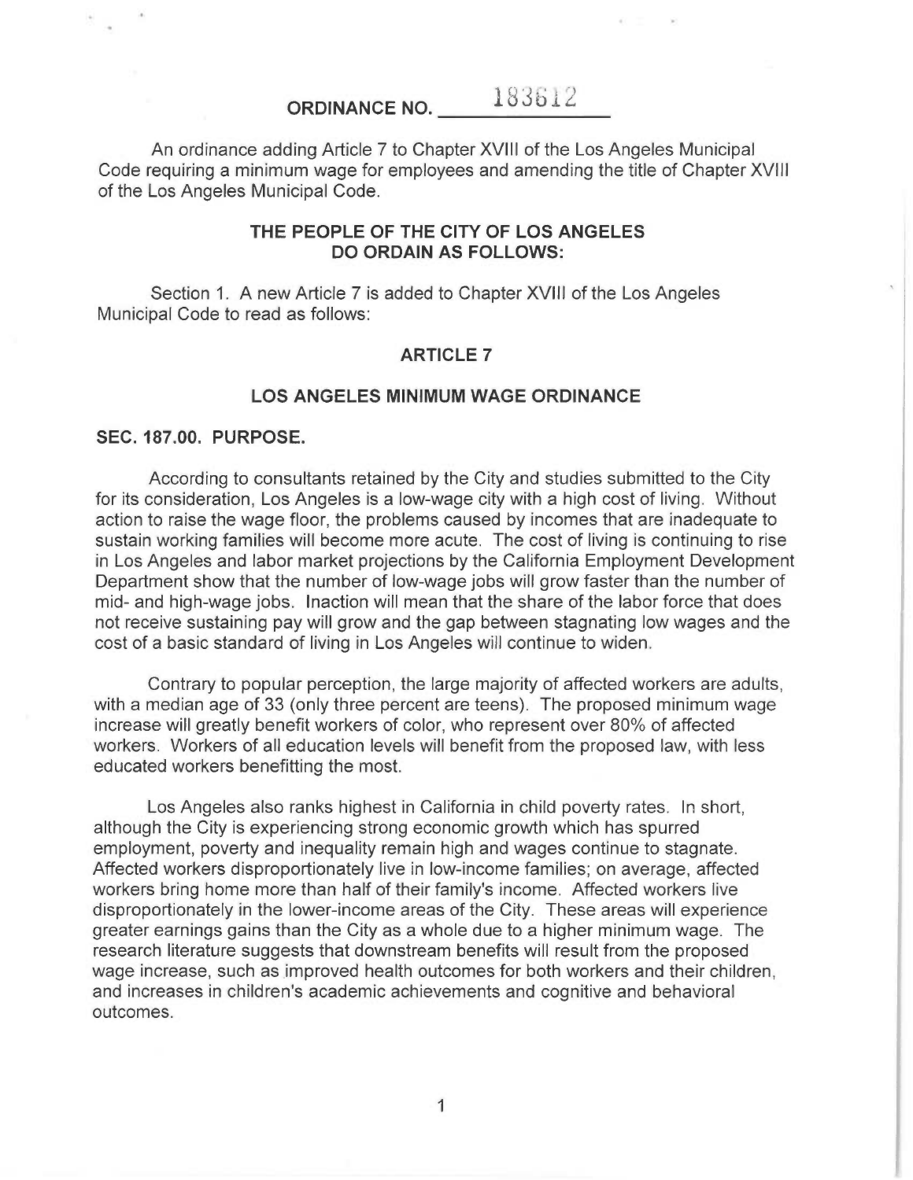# ORDINANCE NO. 183612

An ordinance adding Article 7 to Chapter XVIII of the Los Angeles Municipal Code requiring a minimum wage for employees and amending the title of Chapter XVIII of the Los Angeles Municipal Code.

**THE PEOPLE OF THE CITY OF LOS ANGELES DO ORDAIN AS FOLLOWS:**

Section 1. A new Article 7 is added to Chapter XVIII of the Los Angeles Municipal Code to read as follows:

## ARTICLE 7

## LOS ANGELES MINIMUM WAGE ORDINANCE

### SEC. 187.00. PURPOSE.

According to consultants retained by the City and studies submitted to the City for its consideration, Los Angeles is a low-wage city with a high cost of living. Without action to raise the wage floor, the problems caused by incomes that are inadequate to sustain working families will become more acute. The cost of living is continuing to rise in Los Angeles and labor market projections by the California Employment Development Department show that the number of low-wage jobs will grow faster than the number of mid- and high-wage jobs. Inaction will mean that the share of the labor force that does not receive sustaining pay will grow and the gap between stagnating low wages and the cost of a basic standard of living in Los Angeles will continue to widen.

Contrary to popular perception, the large majority of affected workers are adults, with a median age of 33 (only three percent are teens). The proposed minimum wage increase will greatly benefit workers of color, who represent over 80% of affected workers. Workers of all education levels will benefit from the proposed law, with less educated workers benefitting the most.

Los Angeles also ranks highest in California in child poverty rates. In short, although the City is experiencing strong economic growth which has spurred employment, poverty and inequality remain high and wages continue to stagnate. Affected workers disproportionately live in low-income families; on average, affected workers bring home more than half of their family's income. Affected workers live disproportionately in the lower-income areas of the City. These areas will experience greater earnings gains than the City as a whole due to a higher minimum wage. The research literature suggests that downstream benefits will result from the proposed wage increase, such as improved health outcomes for both workers and their children, and increases in children's academic achievements and cognitive and behavioral outcomes.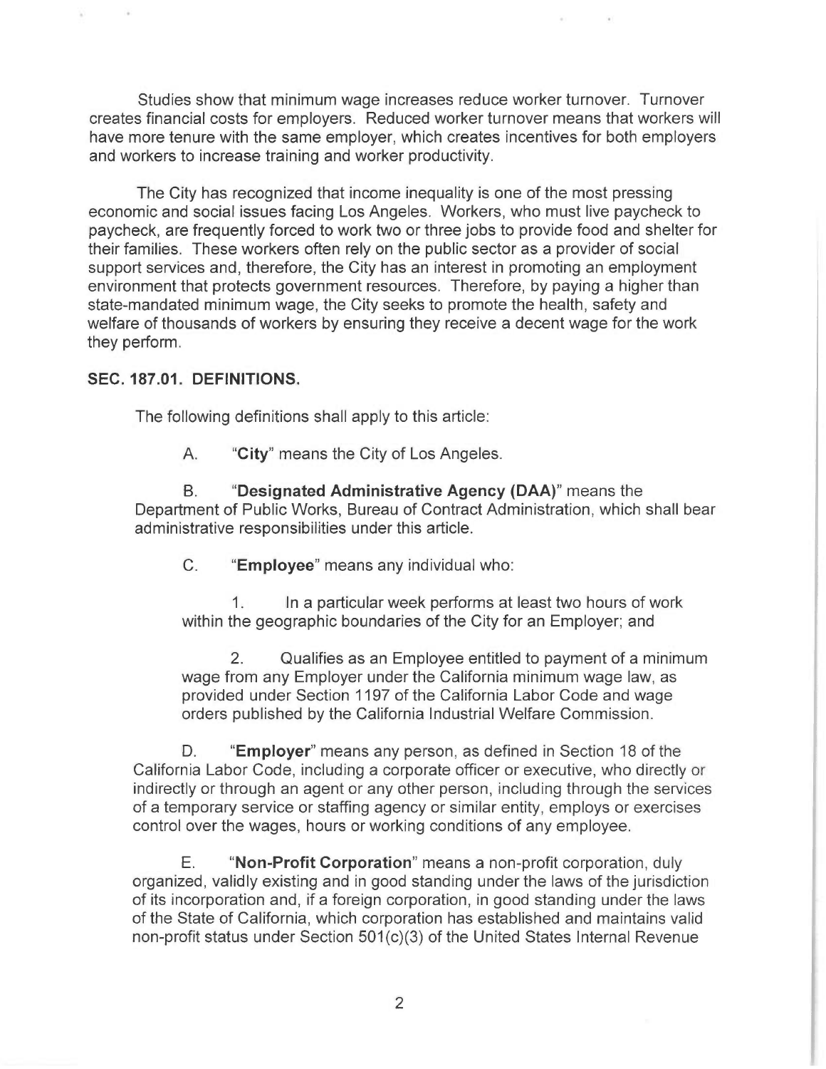Studies show that minimum wage increases reduce worker turnover. Turnover creates financial costs for employers. Reduced worker turnover means that workers will have more tenure with the same employer, which creates incentives for both employers and workers to increase training and worker productivity.

The City has recognized that income inequality is one of the most pressing economic and social issues facing Los Angeles. Workers, who must live paycheck to paycheck, are frequently forced to work two or three jobs to provide food and shelter for their families. These workers often rely on the public sector as a provider of social support services and, therefore, the City has an interest in promoting an employment environment that protects government resources. Therefore, by paying a higher than state-mandated minimum wage, the City seeks to promote the health, safety and welfare of thousands of workers by ensuring they receive a decent wage for the work they perform.

**SEC. 187.01. DEFINITIONS.**

The following definitions shall apply to this article:

A. "**City**" means the City of Los Angeles.

B. "**Designated Administrative Agency (DAA)**" means the Department of Public Works, Bureau of Contract Administration, which shall bear administrative responsibilities under this article.

C. "**Employee**" means any individual who:

1. In a particular week performs at least two hours of work within the geographic boundaries of the City for an Employer; and

2. Qualifies as an Employee entitled to payment of a minimum wage from any Employer under the California minimum wage law, as provided under Section 1197 of the California Labor Code and wage orders published by the California Industrial Welfare Commission.

D. "**Employer**" means any person, as defined in Section 18 of the California Labor Code, including a corporate officer or executive, who directly or indirectly or through an agent or any other person, including through the services of a temporary service or staffing agency or similar entity, employs or exercises control over the wages, hours or working conditions of any employee.

E. "**Non-Profit Corporation**" means a non-profit corporation, duly organized, validly existing and in good standing under the laws of the jurisdiction of its incorporation and, if a foreign corporation, in good standing under the laws of the State of California, which corporation has established and maintains valid non-profit status under Section 501(c)(3) of the United States Internal Revenue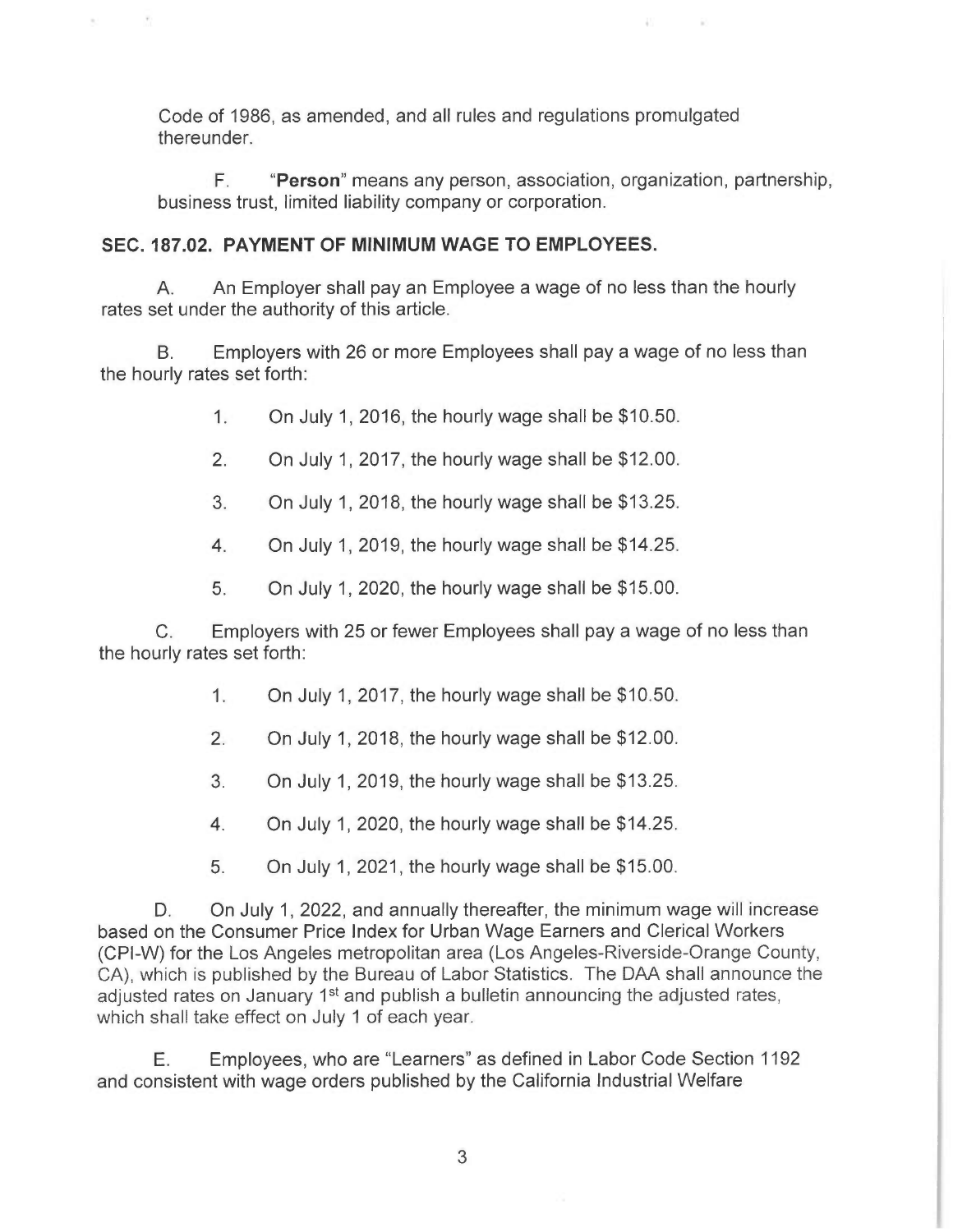Code of 1986, as amended, and all rules and regulations promulgated thereunder.

F. "**Person**" means any person, association, organization, partnership, business trust, limited liability company or corporation.

## SEC. 187.02. PAYMENT OF MINIMUM WAGE TO EMPLOYEES.

A. An Employer shall pay an Employee a wage of no less than the hourly rates set under the authority of this article.

B. Employers with 26 or more Employees shall pay a wage of no less than the hourly rates set forth:

1. On July 1, 2016, the hourly wage shall be $10.50.
2. On July 1, 2017, the hourly wage shall be $12.00.
3. On July 1, 2018, the hourly wage shall be $13.25.
4. On July 1, 2019, the hourly wage shall be $14.25.
5. On July 1, 2020, the hourly wage shall be $15.00.

C. Employers with 25 or fewer Employees shall pay a wage of no less than the hourly rates set forth:

1. On July 1, 2017, the hourly wage shall be $10.50.
2. On July 1, 2018, the hourly wage shall be $12.00.
3. On July 1, 2019, the hourly wage shall be $13.25.
4. On July 1, 2020, the hourly wage shall be $14.25.
5. On July 1, 2021, the hourly wage shall be $15.00.

D. On July 1, 2022, and annually thereafter, the minimum wage will increase based on the Consumer Price Index for Urban Wage Earners and Clerical Workers (CPI-W) for the Los Angeles metropolitan area (Los Angeles-Riverside-Orange County, CA), which is published by the Bureau of Labor Statistics. The DAA shall announce the adjusted rates on January 1st and publish a bulletin announcing the adjusted rates, which shall take effect on July 1 of each year.

E. Employees, who are "Learners" as defined in Labor Code Section 1192 and consistent with wage orders published by the California Industrial Welfare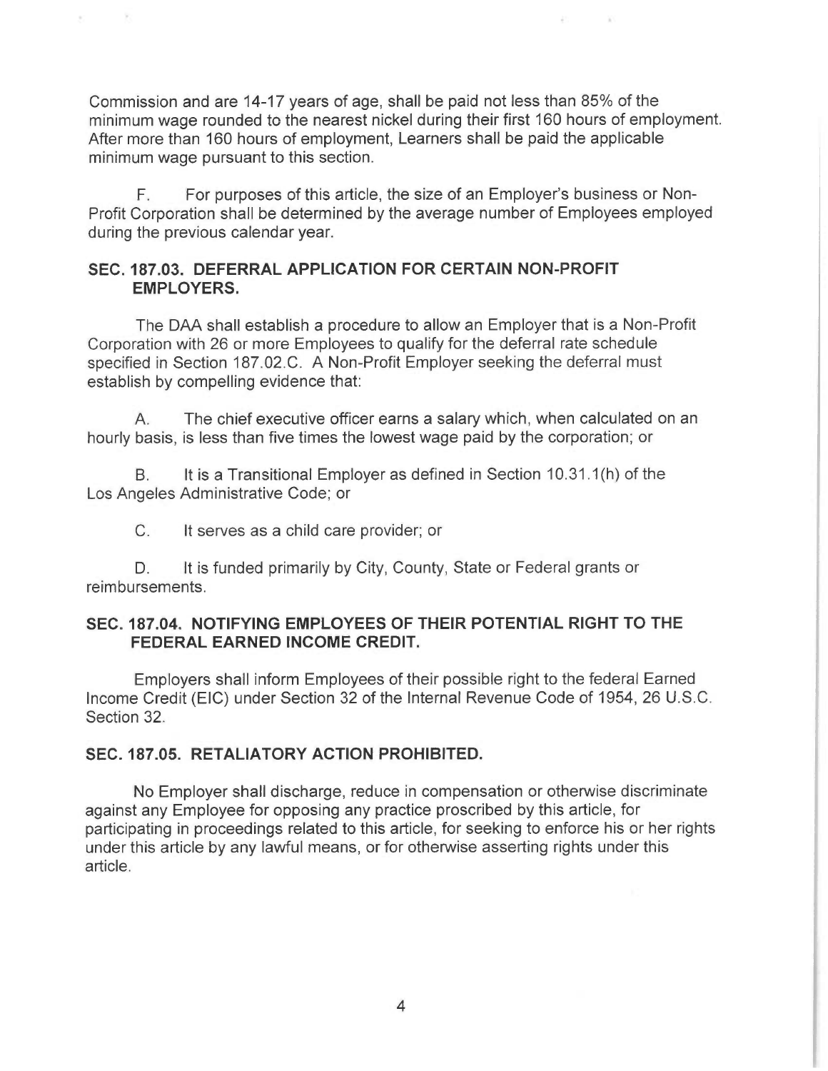Commission and are 14-17 years of age, shall be paid not less than 85% of the minimum wage rounded to the nearest nickel during their first 160 hours of employment. After more than 160 hours of employment, Learners shall be paid the applicable minimum wage pursuant to this section.

F. For purposes of this article, the size of an Employer's business or Non-Profit Corporation shall be determined by the average number of Employees employed during the previous calendar year.

### SEC. 187.03. DEFERRAL APPLICATION FOR CERTAIN NON-PROFIT EMPLOYERS.

The DAA shall establish a procedure to allow an Employer that is a Non-Profit Corporation with 26 or more Employees to qualify for the deferral rate schedule specified in Section 187.02.C. A Non-Profit Employer seeking the deferral must establish by compelling evidence that:

A. The chief executive officer earns a salary which, when calculated on an hourly basis, is less than five times the lowest wage paid by the corporation; or

B. It is a Transitional Employer as defined in Section 10.31.1(h) of the Los Angeles Administrative Code; or

C. It serves as a child care provider; or

D. It is funded primarily by City, County, State or Federal grants or reimbursements.

### SEC. 187.04. NOTIFYING EMPLOYEES OF THEIR POTENTIAL RIGHT TO THE FEDERAL EARNED INCOME CREDIT.

Employers shall inform Employees of their possible right to the federal Earned Income Credit (EIC) under Section 32 of the Internal Revenue Code of 1954, 26 U.S.C. Section 32.

### SEC. 187.05. RETALIATORY ACTION PROHIBITED.

No Employer shall discharge, reduce in compensation or otherwise discriminate against any Employee for opposing any practice proscribed by this article, for participating in proceedings related to this article, for seeking to enforce his or her rights under this article by any lawful means, or for otherwise asserting rights under this article.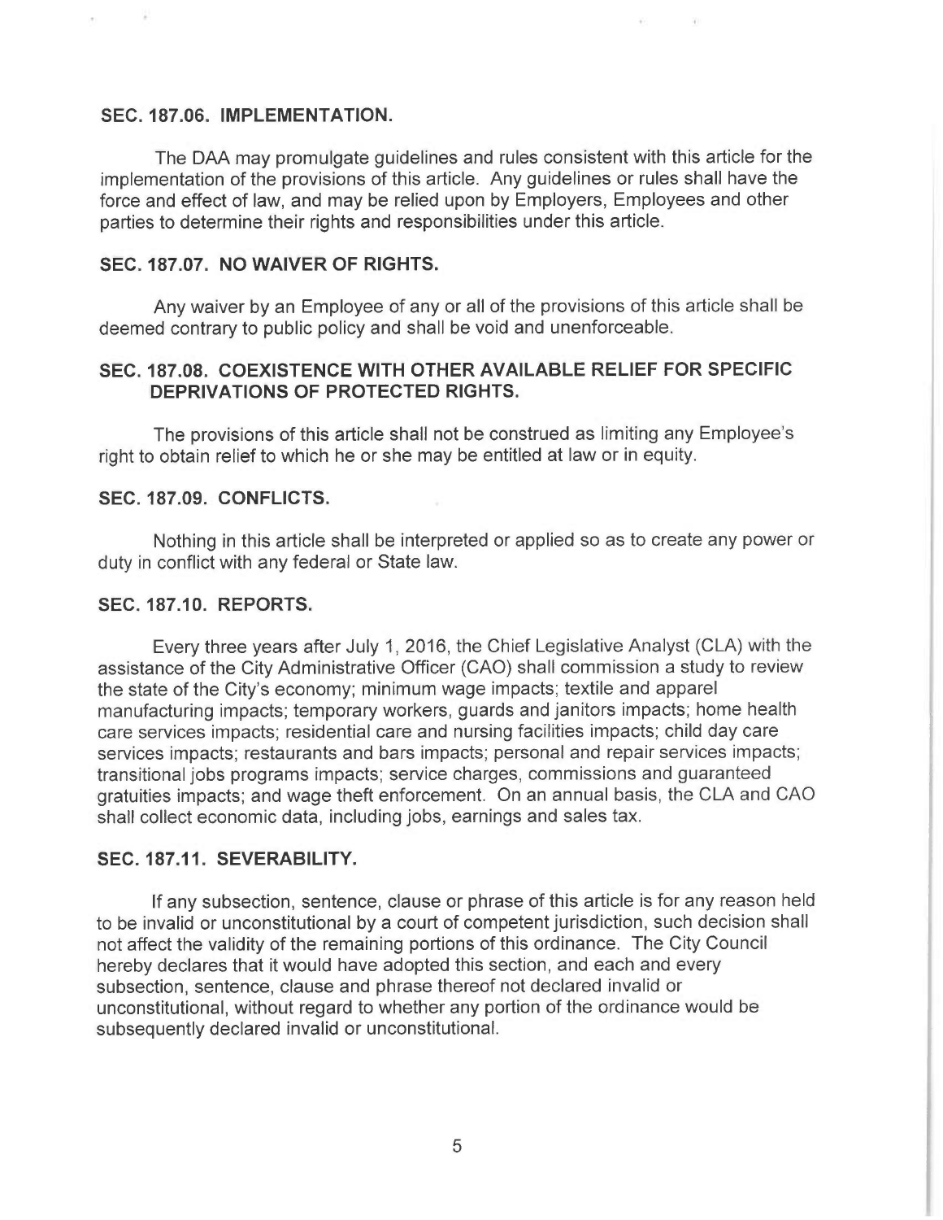## SEC. 187.06. IMPLEMENTATION.

The DAA may promulgate guidelines and rules consistent with this article for the implementation of the provisions of this article. Any guidelines or rules shall have the force and effect of law, and may be relied upon by Employers, Employees and other parties to determine their rights and responsibilities under this article.

## SEC. 187.07. NO WAIVER OF RIGHTS.

Any waiver by an Employee of any or all of the provisions of this article shall be deemed contrary to public policy and shall be void and unenforceable.

## SEC. 187.08. COEXISTENCE WITH OTHER AVAILABLE RELIEF FOR SPECIFIC DEPRIVATIONS OF PROTECTED RIGHTS.

The provisions of this article shall not be construed as limiting any Employee's right to obtain relief to which he or she may be entitled at law or in equity.

## SEC. 187.09. CONFLICTS.

Nothing in this article shall be interpreted or applied so as to create any power or duty in conflict with any federal or State law.

## SEC. 187.10. REPORTS.

Every three years after July 1, 2016, the Chief Legislative Analyst (CLA) with the assistance of the City Administrative Officer (CAO) shall commission a study to review the state of the City's economy; minimum wage impacts; textile and apparel manufacturing impacts; temporary workers, guards and janitors impacts; home health care services impacts; residential care and nursing facilities impacts; child day care services impacts; restaurants and bars impacts; personal and repair services impacts; transitional jobs programs impacts; service charges, commissions and guaranteed gratuities impacts; and wage theft enforcement. On an annual basis, the CLA and CAO shall collect economic data, including jobs, earnings and sales tax.

## SEC. 187.11. SEVERABILITY.

If any subsection, sentence, clause or phrase of this article is for any reason held to be invalid or unconstitutional by a court of competent jurisdiction, such decision shall not affect the validity of the remaining portions of this ordinance. The City Council hereby declares that it would have adopted this section, and each and every subsection, sentence, clause and phrase thereof not declared invalid or unconstitutional, without regard to whether any portion of the ordinance would be subsequently declared invalid or unconstitutional.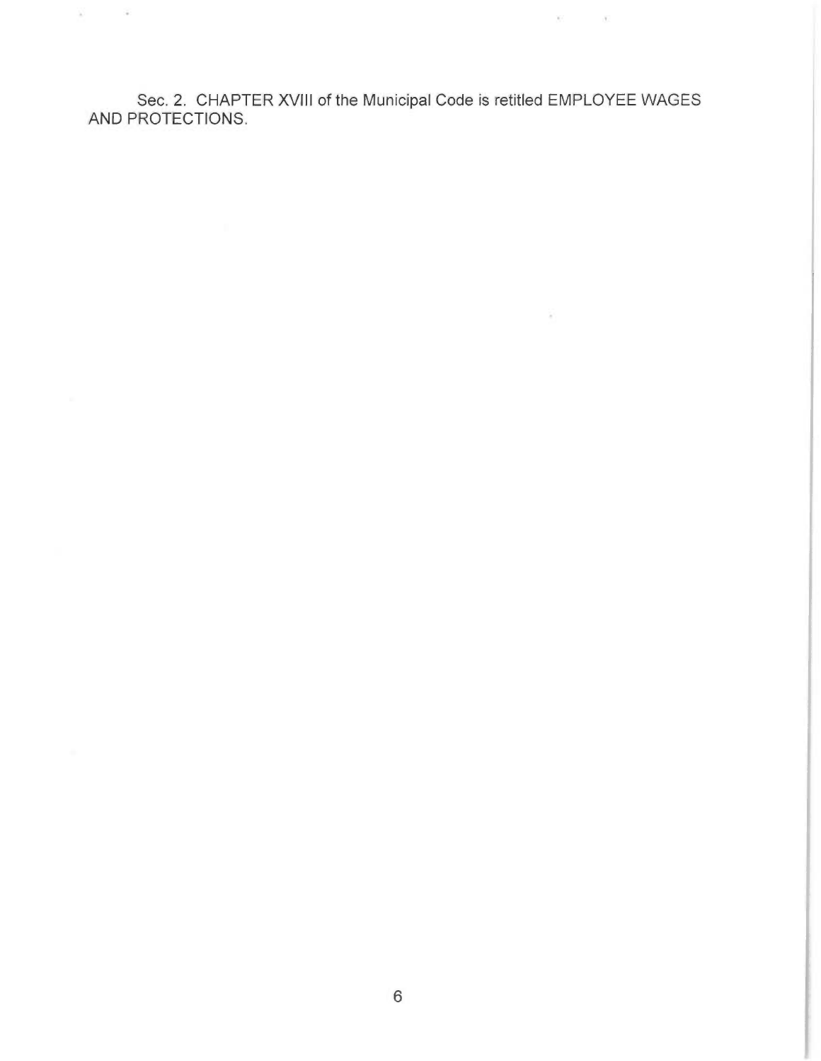Sec. 2. CHAPTER XVIII of the Municipal Code is retitled EMPLOYEE WAGES AND PROTECTIONS.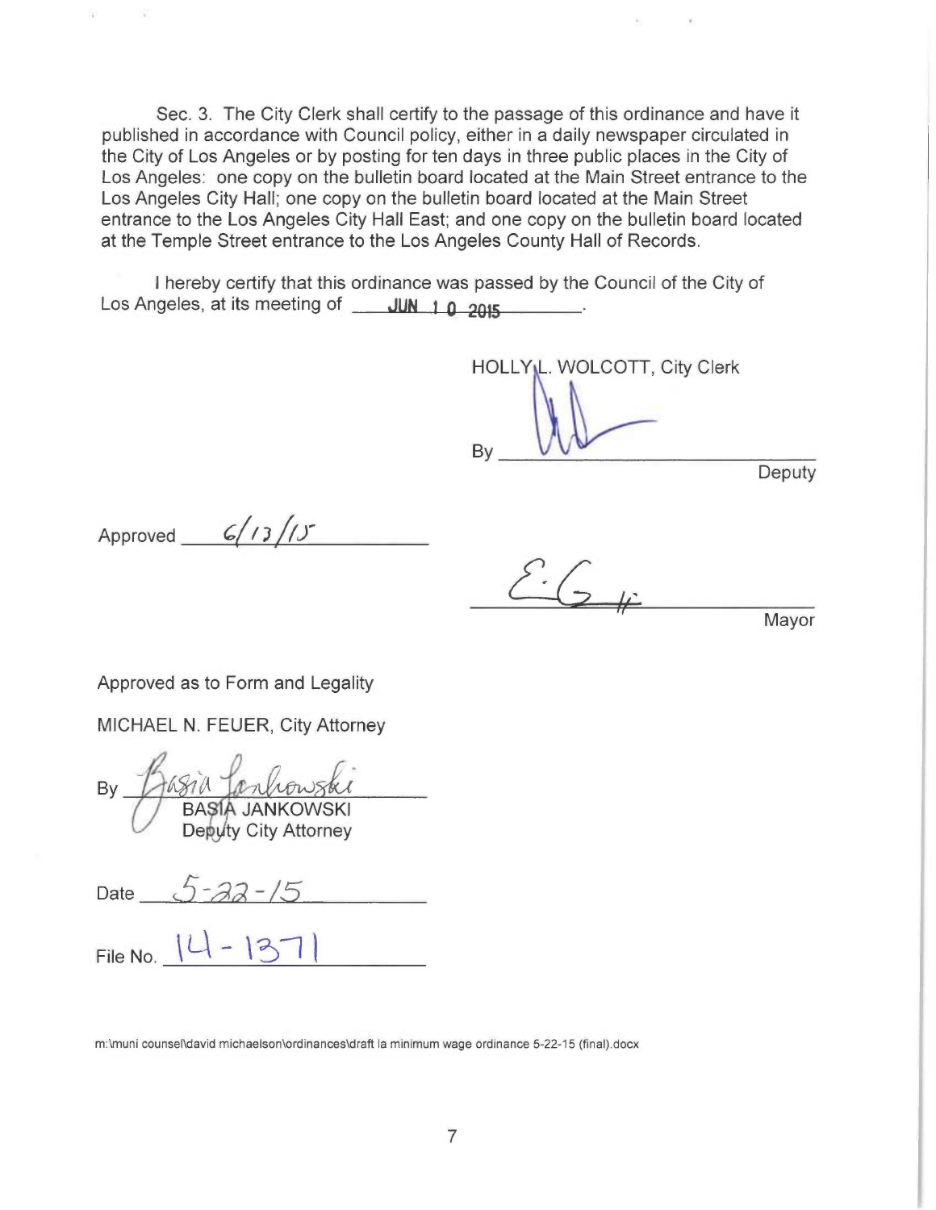Sec. 3. The City Clerk shall certify to the passage of this ordinance and have it published in accordance with Council policy, either in a daily newspaper circulated in the City of Los Angeles or by posting for ten days in three public places in the City of Los Angeles: one copy on the bulletin board located at the Main Street entrance to the Los Angeles City Hall; one copy on the bulletin board located at the Main Street entrance to the Los Angeles City Hall East; and one copy on the bulletin board located at the Temple Street entrance to the Los Angeles County Hall of Records.

I hereby certify that this ordinance was passed by the Council of the City of Los Angeles, at its meeting of JUN 10 2015.

HOLLY L. WOLCOTT, City Clerk

By ________________________ Deputy

Approved 6/13/15

________________________ Mayor

Approved as to Form and Legality

MICHAEL N. FEUER, City Attorney

By ________________________
BASIA JANKOWSKI
Deputy City Attorney

Date 5-22-15

File No. 14-1371

m:\muni counsel\david michaelson\ordinances\draft la minimum wage ordinance 5-22-15 (final).docx